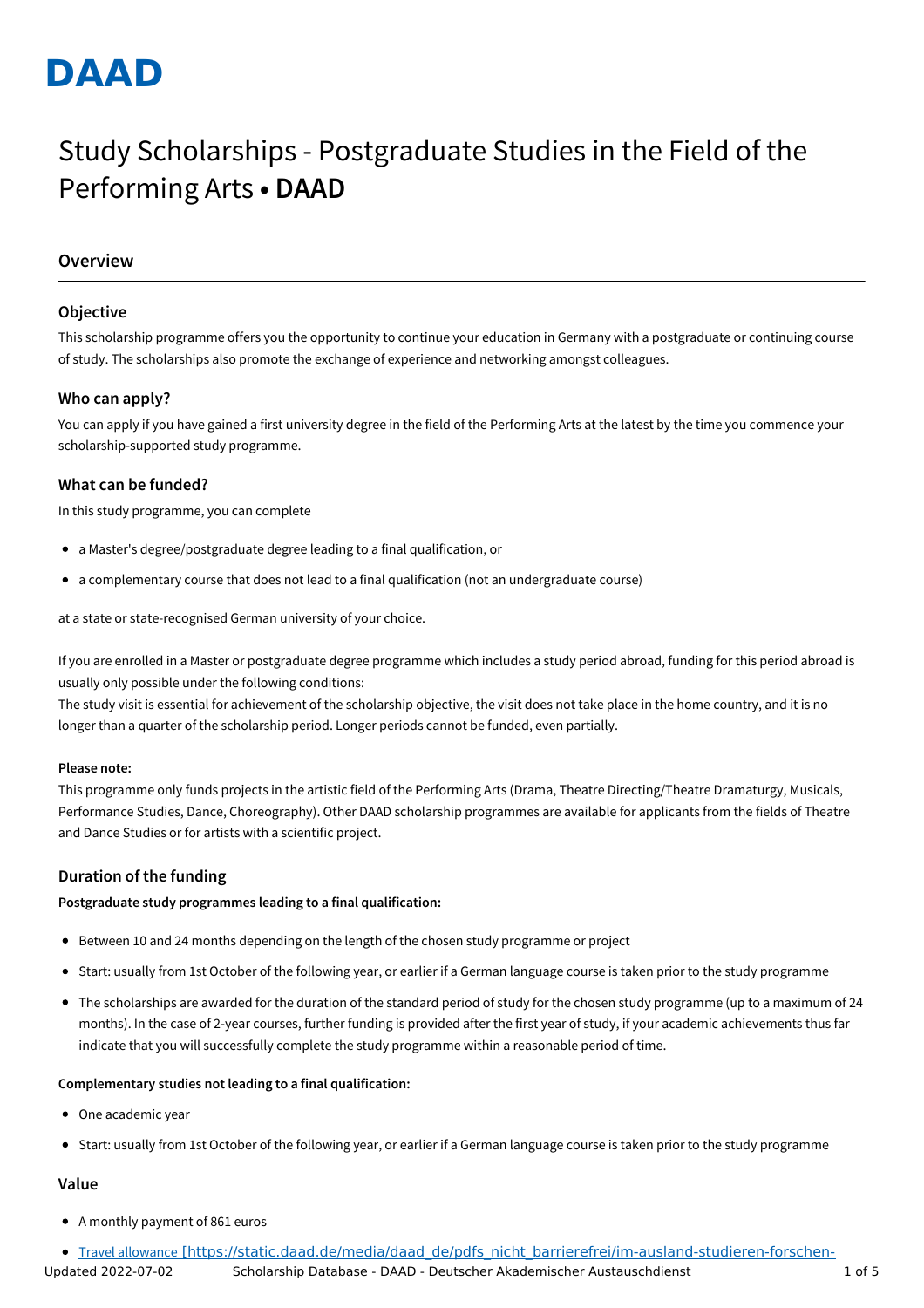# DAAD

# Study Scholarships - Postgraduate Studies in the Field of the Performing Arts • **DAAD**

## Overview

### Objective

This scholarship programme offers you the opportunity to continue your education in Germany with a postgraduate or continuing course of study. The scholarships also promote the exchange of experience and networking amongst colleagues.

### Who can apply?

You can apply if you have gained a first university degree in the field of the Performing Arts at the latest by the time you commence your scholarship-supported study programme.

### What can be funded?

In this study programme, you can complete

- a Master's degree/postgraduate degree leading to a final qualification, or
- a complementary course that does not lead to a final qualification (not an undergraduate course)

at a state or state-recognised German university of your choice.

If you are enrolled in a Master or postgraduate degree programme which includes a study period abroad, funding for this period abroad is usually only possible under the following conditions:
The study visit is essential for achievement of the scholarship objective, the visit does not take place in the home country, and it is no longer than a quarter of the scholarship period. Longer periods cannot be funded, even partially.

**Please note:**
This programme only funds projects in the artistic field of the Performing Arts (Drama, Theatre Directing/Theatre Dramaturgy, Musicals, Performance Studies, Dance, Choreography). Other DAAD scholarship programmes are available for applicants from the fields of Theatre and Dance Studies or for artists with a scientific project.

### Duration of the funding

**Postgraduate study programmes leading to a final qualification:**

- Between 10 and 24 months depending on the length of the chosen study programme or project
- Start: usually from 1st October of the following year, or earlier if a German language course is taken prior to the study programme
- The scholarships are awarded for the duration of the standard period of study for the chosen study programme (up to a maximum of 24 months). In the case of 2-year courses, further funding is provided after the first year of study, if your academic achievements thus far indicate that you will successfully complete the study programme within a reasonable period of time.

**Complementary studies not leading to a final qualification:**

- One academic year
- Start: usually from 1st October of the following year, or earlier if a German language course is taken prior to the study programme

### Value

- A monthly payment of 861 euros
- Travel allowance [https://static.daad.de/media/daad_de/pdfs_nicht_barrierefrei/im-ausland-studieren-forschen-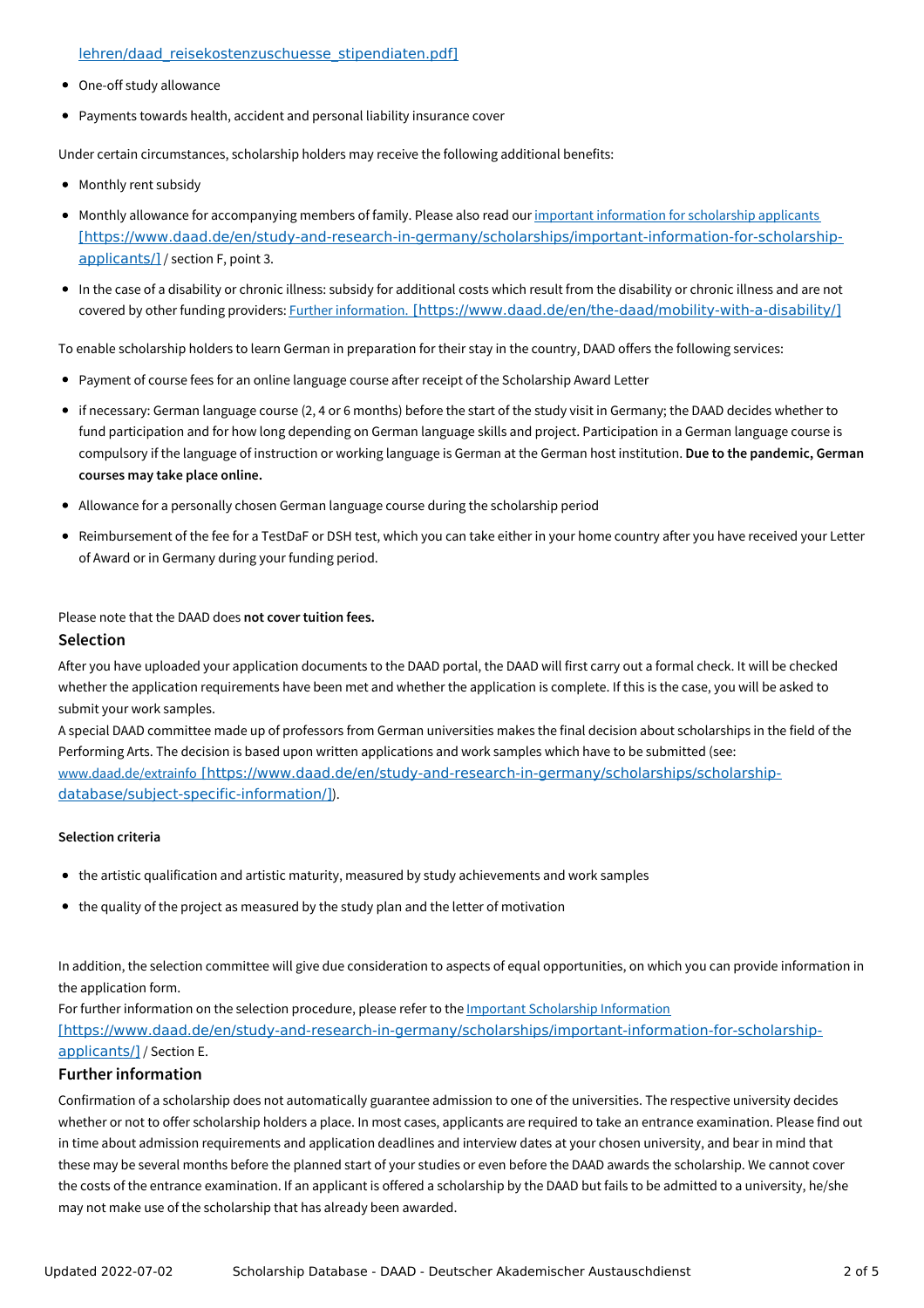[lehren/daad_reisekostenzuschuesse_stipendiaten.pdf]

- One-off study allowance
- Payments towards health, accident and personal liability insurance cover

Under certain circumstances, scholarship holders may receive the following additional benefits:

- Monthly rent subsidy
- Monthly allowance for accompanying members of family. Please also read our important information for scholarship applicants [https://www.daad.de/en/study-and-research-in-germany/scholarships/important-information-for-scholarship-applicants/] / section F, point 3.
- In the case of a disability or chronic illness: subsidy for additional costs which result from the disability or chronic illness and are not covered by other funding providers: Further information. [https://www.daad.de/en/the-daad/mobility-with-a-disability/]

To enable scholarship holders to learn German in preparation for their stay in the country, DAAD offers the following services:

- Payment of course fees for an online language course after receipt of the Scholarship Award Letter
- if necessary: German language course (2, 4 or 6 months) before the start of the study visit in Germany; the DAAD decides whether to fund participation and for how long depending on German language skills and project. Participation in a German language course is compulsory if the language of instruction or working language is German at the German host institution. **Due to the pandemic, German courses may take place online.**
- Allowance for a personally chosen German language course during the scholarship period
- Reimbursement of the fee for a TestDaF or DSH test, which you can take either in your home country after you have received your Letter of Award or in Germany during your funding period.

Please note that the DAAD does **not cover tuition fees.**

## Selection

After you have uploaded your application documents to the DAAD portal, the DAAD will first carry out a formal check. It will be checked whether the application requirements have been met and whether the application is complete. If this is the case, you will be asked to submit your work samples.

A special DAAD committee made up of professors from German universities makes the final decision about scholarships in the field of the Performing Arts. The decision is based upon written applications and work samples which have to be submitted (see: www.daad.de/extrainfo [https://www.daad.de/en/study-and-research-in-germany/scholarships/scholarship-database/subject-specific-information/]).

### Selection criteria

- the artistic qualification and artistic maturity, measured by study achievements and work samples
- the quality of the project as measured by the study plan and the letter of motivation

In addition, the selection committee will give due consideration to aspects of equal opportunities, on which you can provide information in the application form.

For further information on the selection procedure, please refer to the Important Scholarship Information [https://www.daad.de/en/study-and-research-in-germany/scholarships/important-information-for-scholarship-applicants/] / Section E.

## Further information

Confirmation of a scholarship does not automatically guarantee admission to one of the universities. The respective university decides whether or not to offer scholarship holders a place. In most cases, applicants are required to take an entrance examination. Please find out in time about admission requirements and application deadlines and interview dates at your chosen university, and bear in mind that these may be several months before the planned start of your studies or even before the DAAD awards the scholarship. We cannot cover the costs of the entrance examination. If an applicant is offered a scholarship by the DAAD but fails to be admitted to a university, he/she may not make use of the scholarship that has already been awarded.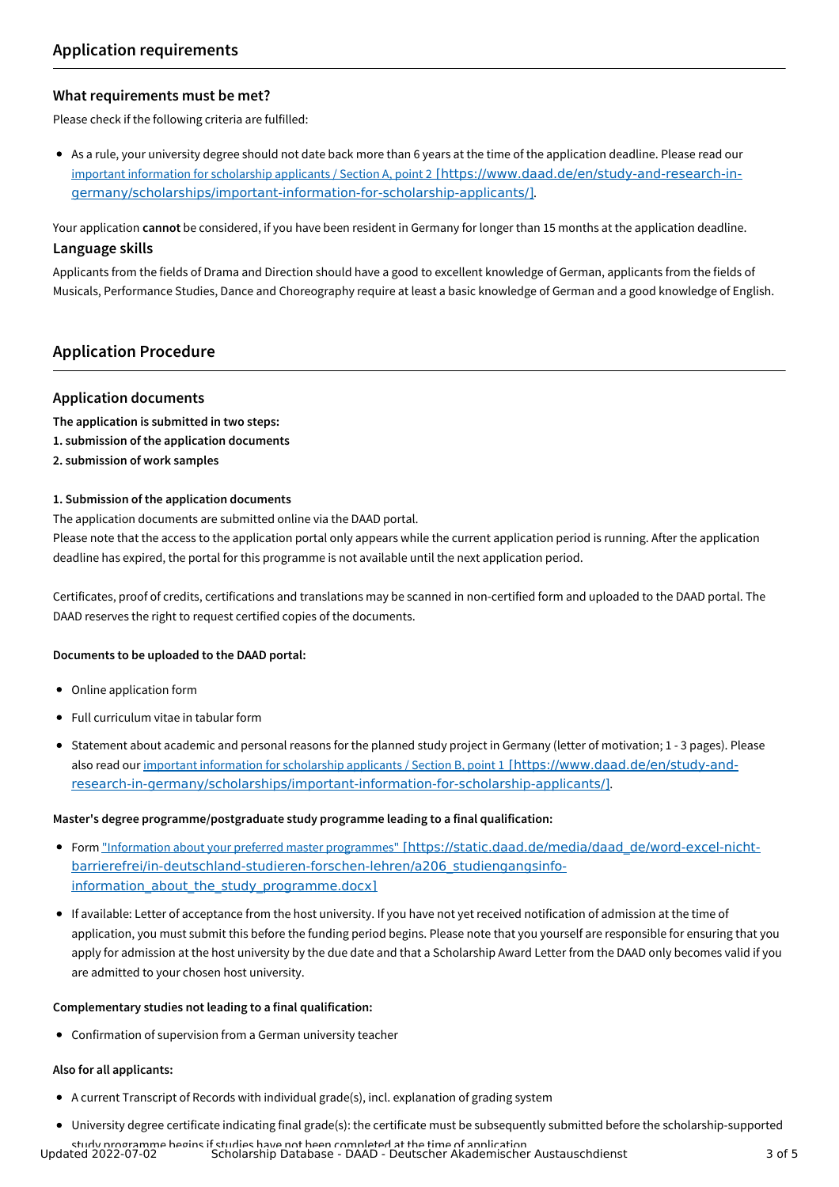## Application requirements

### What requirements must be met?

Please check if the following criteria are fulfilled:

- As a rule, your university degree should not date back more than 6 years at the time of the application deadline. Please read our [important information for scholarship applicants / Section A, point 2](https://www.daad.de/en/study-and-research-in-germany/scholarships/important-information-for-scholarship-applicants/) [https://www.daad.de/en/study-and-research-in-germany/scholarships/important-information-for-scholarship-applicants/].

Your application **cannot** be considered, if you have been resident in Germany for longer than 15 months at the application deadline.

### Language skills

Applicants from the fields of Drama and Direction should have a good to excellent knowledge of German, applicants from the fields of Musicals, Performance Studies, Dance and Choreography require at least a basic knowledge of German and a good knowledge of English.

## Application Procedure

### Application documents

**The application is submitted in two steps:**
**1. submission of the application documents**
**2. submission of work samples**

**1. Submission of the application documents**

The application documents are submitted online via the DAAD portal.
Please note that the access to the application portal only appears while the current application period is running. After the application deadline has expired, the portal for this programme is not available until the next application period.

Certificates, proof of credits, certifications and translations may be scanned in non-certified form and uploaded to the DAAD portal. The DAAD reserves the right to request certified copies of the documents.

**Documents to be uploaded to the DAAD portal:**

- Online application form
- Full curriculum vitae in tabular form
- Statement about academic and personal reasons for the planned study project in Germany (letter of motivation; 1 - 3 pages). Please also read our [important information for scholarship applicants / Section B, point 1](https://www.daad.de/en/study-and-research-in-germany/scholarships/important-information-for-scholarship-applicants/) [https://www.daad.de/en/study-and-research-in-germany/scholarships/important-information-for-scholarship-applicants/].

**Master's degree programme/postgraduate study programme leading to a final qualification:**

- Form ["Information about your preferred master programmes"](https://static.daad.de/media/daad_de/word-excel-nicht-barrierefrei/in-deutschland-studieren-forschen-lehren/a206_studiengangsinfo-information_about_the_study_programme.docx) [https://static.daad.de/media/daad_de/word-excel-nicht-barrierefrei/in-deutschland-studieren-forschen-lehren/a206_studiengangsinfo-information_about_the_study_programme.docx]
- If available: Letter of acceptance from the host university. If you have not yet received notification of admission at the time of application, you must submit this before the funding period begins. Please note that you yourself are responsible for ensuring that you apply for admission at the host university by the due date and that a Scholarship Award Letter from the DAAD only becomes valid if you are admitted to your chosen host university.

**Complementary studies not leading to a final qualification:**

- Confirmation of supervision from a German university teacher

**Also for all applicants:**

- A current Transcript of Records with individual grade(s), incl. explanation of grading system
- University degree certificate indicating final grade(s): the certificate must be subsequently submitted before the scholarship-supported study programme begins if studies have not been completed at the time of application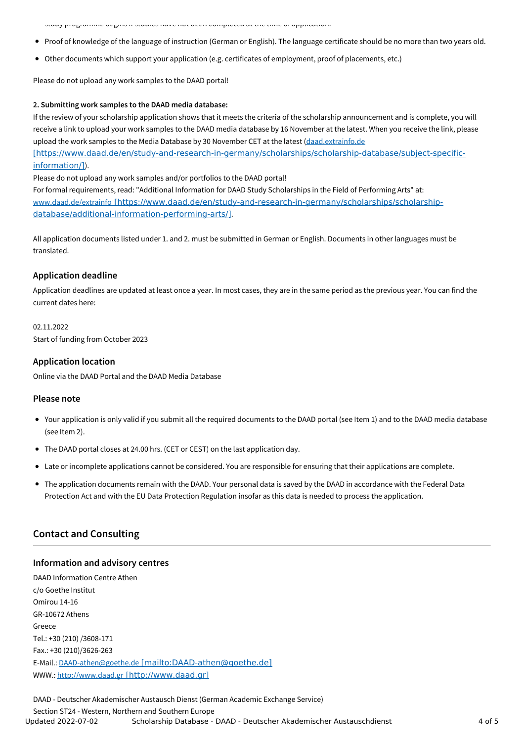study programme begins if studies have not been completed at the time of application.

- Proof of knowledge of the language of instruction (German or English). The language certificate should be no more than two years old.
- Other documents which support your application (e.g. certificates of employment, proof of placements, etc.)

Please do not upload any work samples to the DAAD portal!

**2. Submitting work samples to the DAAD media database:**

If the review of your scholarship application shows that it meets the criteria of the scholarship announcement and is complete, you will receive a link to upload your work samples to the DAAD media database by 16 November at the latest. When you receive the link, please upload the work samples to the Media Database by 30 November CET at the latest (daad.extrainfo.de [https://www.daad.de/en/study-and-research-in-germany/scholarships/scholarship-database/subject-specific-information/]).

Please do not upload any work samples and/or portfolios to the DAAD portal!

For formal requirements, read: "Additional Information for DAAD Study Scholarships in the Field of Performing Arts" at: www.daad.de/extrainfo [https://www.daad.de/en/study-and-research-in-germany/scholarships/scholarship-database/additional-information-performing-arts/].

All application documents listed under 1. and 2. must be submitted in German or English. Documents in other languages must be translated.

### Application deadline

Application deadlines are updated at least once a year. In most cases, they are in the same period as the previous year. You can find the current dates here:

02.11.2022
Start of funding from October 2023

### Application location

Online via the DAAD Portal and the DAAD Media Database

### Please note

- Your application is only valid if you submit all the required documents to the DAAD portal (see Item 1) and to the DAAD media database (see Item 2).
- The DAAD portal closes at 24.00 hrs. (CET or CEST) on the last application day.
- Late or incomplete applications cannot be considered. You are responsible for ensuring that their applications are complete.
- The application documents remain with the DAAD. Your personal data is saved by the DAAD in accordance with the Federal Data Protection Act and with the EU Data Protection Regulation insofar as this data is needed to process the application.

## Contact and Consulting

### Information and advisory centres

DAAD Information Centre Athen
c/o Goethe Institut
Omirou 14-16
GR-10672 Athens
Greece
Tel.: +30 (210) /3608-171
Fax.: +30 (210)/3626-263
E-Mail.: DAAD-athen@goethe.de [mailto:DAAD-athen@goethe.de]
WWW.: http://www.daad.gr [http://www.daad.gr]

DAAD - Deutscher Akademischer Austausch Dienst (German Academic Exchange Service)
Section ST24 - Western, Northern and Southern Europe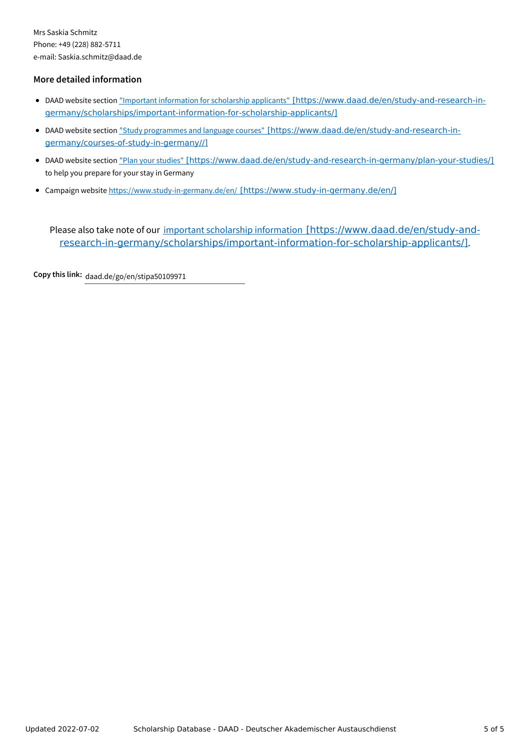Mrs Saskia Schmitz
Phone: +49 (228) 882-5711
e-mail: Saskia.schmitz@daad.de

### More detailed information

- DAAD website section "Important information for scholarship applicants" [https://www.daad.de/en/study-and-research-in-germany/scholarships/important-information-for-scholarship-applicants/]
- DAAD website section "Study programmes and language courses" [https://www.daad.de/en/study-and-research-in-germany/courses-of-study-in-germany//]
- DAAD website section "Plan your studies" [https://www.daad.de/en/study-and-research-in-germany/plan-your-studies/] to help you prepare for your stay in Germany
- Campaign website https://www.study-in-germany.de/en/ [https://www.study-in-germany.de/en/]

Please also take note of our important scholarship information [https://www.daad.de/en/study-and-research-in-germany/scholarships/important-information-for-scholarship-applicants/].

**Copy this link:** daad.de/go/en/stipa50109971